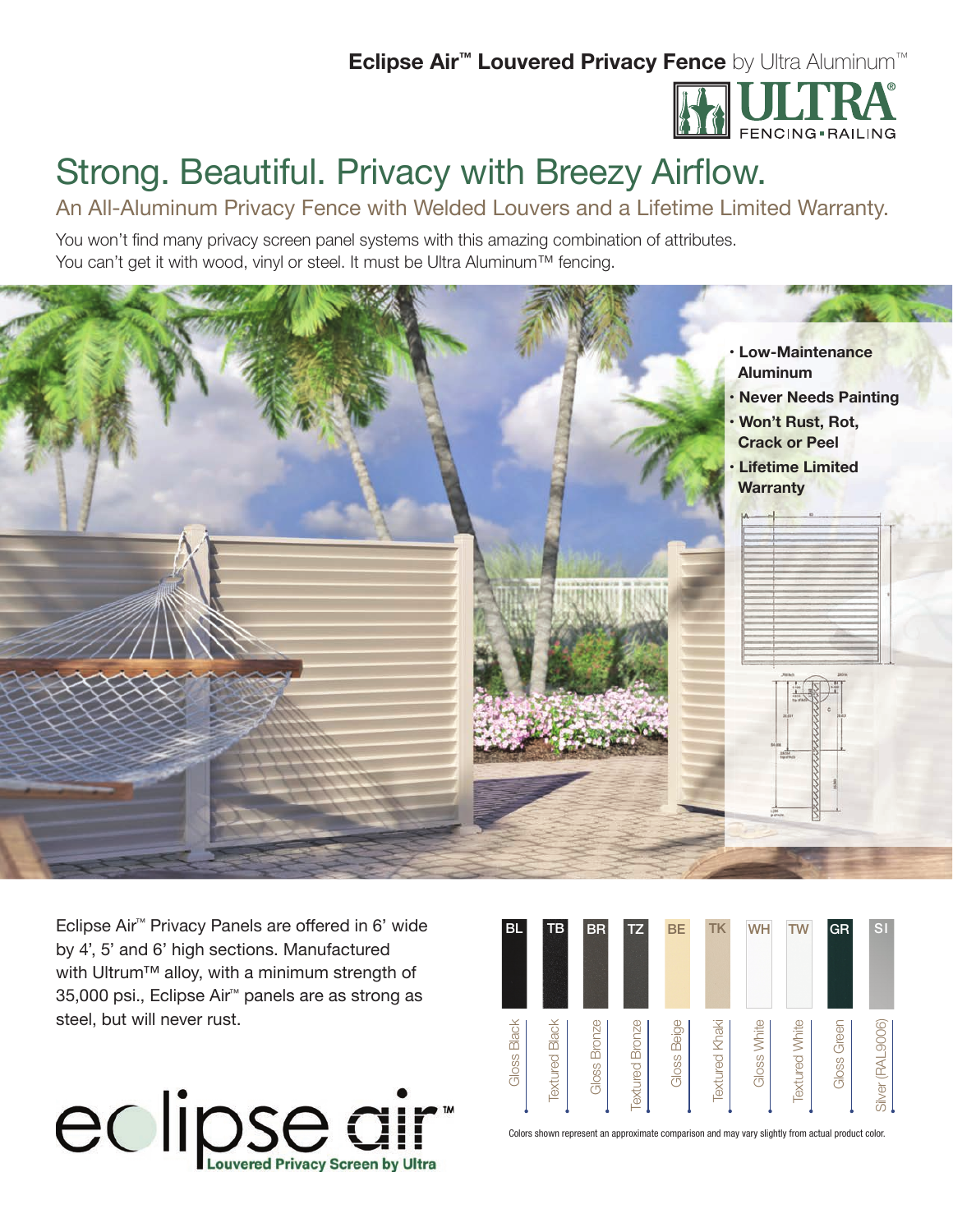**Eclipse Air™ Louvered Privacy Fence** by Ultra Aluminum™

# Strong. Beautiful. Privacy with Breezy Airflow.

## An All-Aluminum Privacy Fence with Welded Louvers and a Lifetime Limited Warranty.

You won't find many privacy screen panel systems with this amazing combination of attributes. You can't get it with wood, vinyl or steel. It must be Ultra Aluminum™ fencing.

- **Low-Maintenance Aluminum**
- **Never Needs Painting**
- **Won't Rust, Rot, Crack or Peel**
- **Lifetime Limited Warranty**

Eclipse Air™ Privacy Panels are offered in 6' wide by 4', 5' and 6' high sections. Manufactured with Ultrum™ alloy, with a minimum strength of 35,000 psi., Eclipse Air™ panels are as strong as steel, but will never rust.

| Code | Color |
|---|---|
| BL | Gloss Black |
| TB | Textured Black |
| BR | Gloss Bronze |
| TZ | Textured Bronze |
| BE | Gloss Beige |
| TK | Textured Khaki |
| WH | Gloss White |
| TW | Textured White |
| GR | Gloss Green |
| SI | Silver (RAL9006) |

Colors shown represent an approximate comparison and may vary slightly from actual product color.

**eclipse air™** Louvered Privacy Screen by Ultra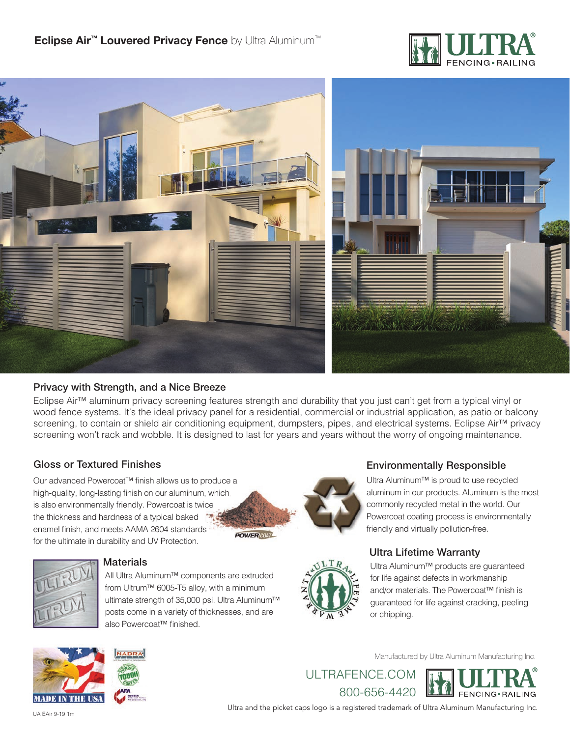**Eclipse Air™ Louvered Privacy Fence** by Ultra Aluminum™

## Privacy with Strength, and a Nice Breeze

Eclipse Air™ aluminum privacy screening features strength and durability that you just can't get from a typical vinyl or wood fence systems. It's the ideal privacy panel for a residential, commercial or industrial application, as patio or balcony screening, to contain or shield air conditioning equipment, dumpsters, pipes, and electrical systems. Eclipse Air™ privacy screening won't rack and wobble. It is designed to last for years and years without the worry of ongoing maintenance.

### Gloss or Textured Finishes

Our advanced Powercoat™ finish allows us to produce a high-quality, long-lasting finish on our aluminum, which is also environmentally friendly. Powercoat is twice the thickness and hardness of a typical baked enamel finish, and meets AAMA 2604 standards for the ultimate in durability and UV Protection.

### Materials

All Ultra Aluminum™ components are extruded from Ultrum™ 6005-T5 alloy, with a minimum ultimate strength of 35,000 psi. Ultra Aluminum™ posts come in a variety of thicknesses, and are also Powercoat™ finished.

### Environmentally Responsible

Ultra Aluminum™ is proud to use recycled aluminum in our products. Aluminum is the most commonly recycled metal in the world. Our Powercoat coating process is environmentally friendly and virtually pollution-free.

### Ultra Lifetime Warranty

Ultra Aluminum™ products are guaranteed for life against defects in workmanship and/or materials. The Powercoat™ finish is guaranteed for life against cracking, peeling or chipping.

Manufactured by Ultra Aluminum Manufacturing Inc.

ULTRAFENCE.COM
800-656-4420

Ultra and the picket caps logo is a registered trademark of Ultra Aluminum Manufacturing Inc.

UA EAir 9-19 1m